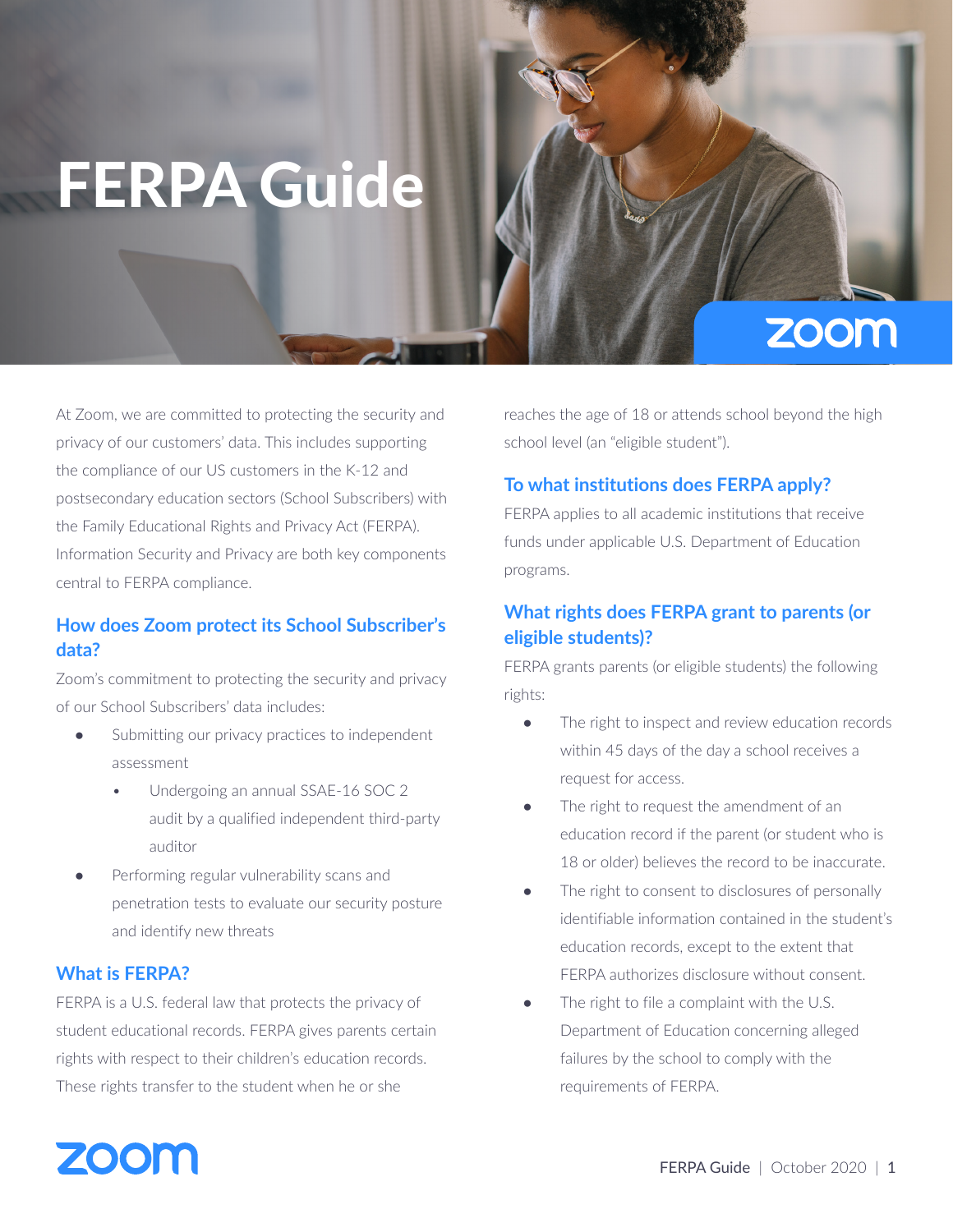# FERPA Guide

At Zoom, we are committed to protecting the security and privacy of our customers' data. This includes supporting the compliance of our US customers in the K-12 and postsecondary education sectors (School Subscribers) with the Family Educational Rights and Privacy Act (FERPA). Information Security and Privacy are both key components central to FERPA compliance.

## How does Zoom protect its School Subscriber's data?

Zoom's commitment to protecting the security and privacy of our School Subscribers' data includes:

- Submitting our privacy practices to independent assessment
  - Undergoing an annual SSAE-16 SOC 2 audit by a qualified independent third-party auditor
- Performing regular vulnerability scans and penetration tests to evaluate our security posture and identify new threats

## What is FERPA?

FERPA is a U.S. federal law that protects the privacy of student educational records. FERPA gives parents certain rights with respect to their children's education records. These rights transfer to the student when he or she reaches the age of 18 or attends school beyond the high school level (an "eligible student").

## To what institutions does FERPA apply?

FERPA applies to all academic institutions that receive funds under applicable U.S. Department of Education programs.

## What rights does FERPA grant to parents (or eligible students)?

FERPA grants parents (or eligible students) the following rights:

- The right to inspect and review education records within 45 days of the day a school receives a request for access.
- The right to request the amendment of an education record if the parent (or student who is 18 or older) believes the record to be inaccurate.
- The right to consent to disclosures of personally identifiable information contained in the student's education records, except to the extent that FERPA authorizes disclosure without consent.
- The right to file a complaint with the U.S. Department of Education concerning alleged failures by the school to comply with the requirements of FERPA.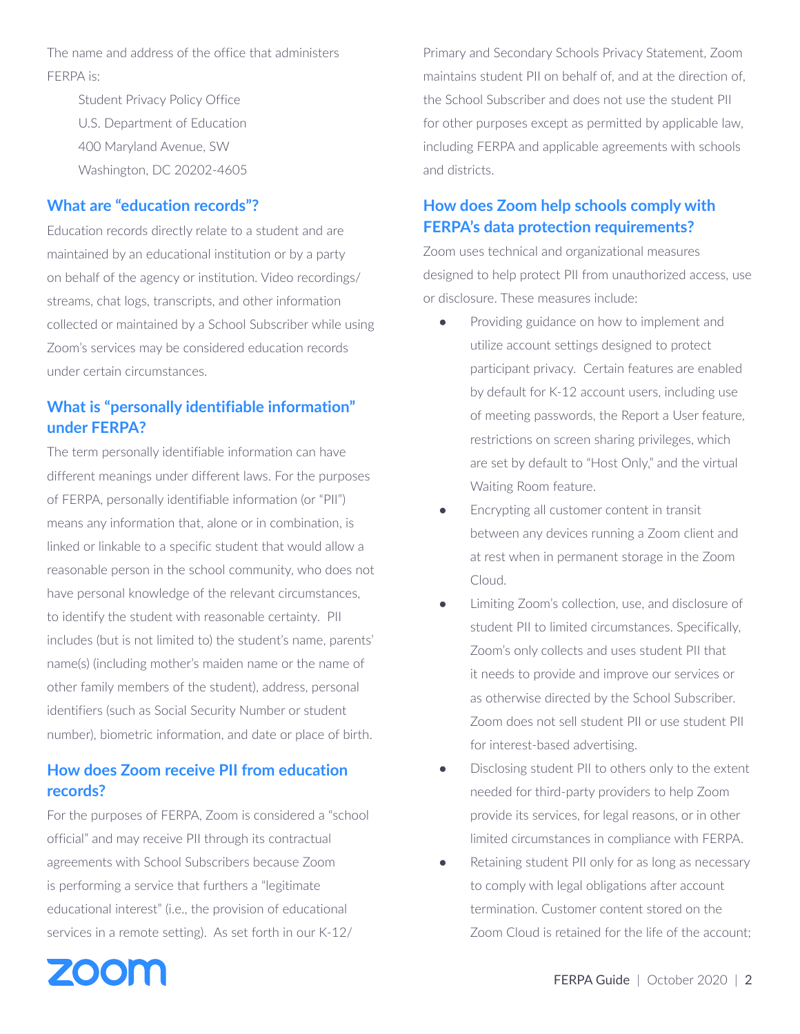The name and address of the office that administers FERPA is:

Student Privacy Policy Office
U.S. Department of Education
400 Maryland Avenue, SW
Washington, DC 20202-4605

## What are "education records"?

Education records directly relate to a student and are maintained by an educational institution or by a party on behalf of the agency or institution. Video recordings/streams, chat logs, transcripts, and other information collected or maintained by a School Subscriber while using Zoom's services may be considered education records under certain circumstances.

## What is "personally identifiable information" under FERPA?

The term personally identifiable information can have different meanings under different laws. For the purposes of FERPA, personally identifiable information (or "PII") means any information that, alone or in combination, is linked or linkable to a specific student that would allow a reasonable person in the school community, who does not have personal knowledge of the relevant circumstances, to identify the student with reasonable certainty. PII includes (but is not limited to) the student's name, parents' name(s) (including mother's maiden name or the name of other family members of the student), address, personal identifiers (such as Social Security Number or student number), biometric information, and date or place of birth.

## How does Zoom receive PII from education records?

For the purposes of FERPA, Zoom is considered a "school official" and may receive PII through its contractual agreements with School Subscribers because Zoom is performing a service that furthers a "legitimate educational interest" (i.e., the provision of educational services in a remote setting). As set forth in our K-12/Primary and Secondary Schools Privacy Statement, Zoom maintains student PII on behalf of, and at the direction of, the School Subscriber and does not use the student PII for other purposes except as permitted by applicable law, including FERPA and applicable agreements with schools and districts.

## How does Zoom help schools comply with FERPA's data protection requirements?

Zoom uses technical and organizational measures designed to help protect PII from unauthorized access, use or disclosure. These measures include:

- Providing guidance on how to implement and utilize account settings designed to protect participant privacy. Certain features are enabled by default for K-12 account users, including use of meeting passwords, the Report a User feature, restrictions on screen sharing privileges, which are set by default to "Host Only," and the virtual Waiting Room feature.
- Encrypting all customer content in transit between any devices running a Zoom client and at rest when in permanent storage in the Zoom Cloud.
- Limiting Zoom's collection, use, and disclosure of student PII to limited circumstances. Specifically, Zoom's only collects and uses student PII that it needs to provide and improve our services or as otherwise directed by the School Subscriber. Zoom does not sell student PII or use student PII for interest-based advertising.
- Disclosing student PII to others only to the extent needed for third-party providers to help Zoom provide its services, for legal reasons, or in other limited circumstances in compliance with FERPA.
- Retaining student PII only for as long as necessary to comply with legal obligations after account termination. Customer content stored on the Zoom Cloud is retained for the life of the account;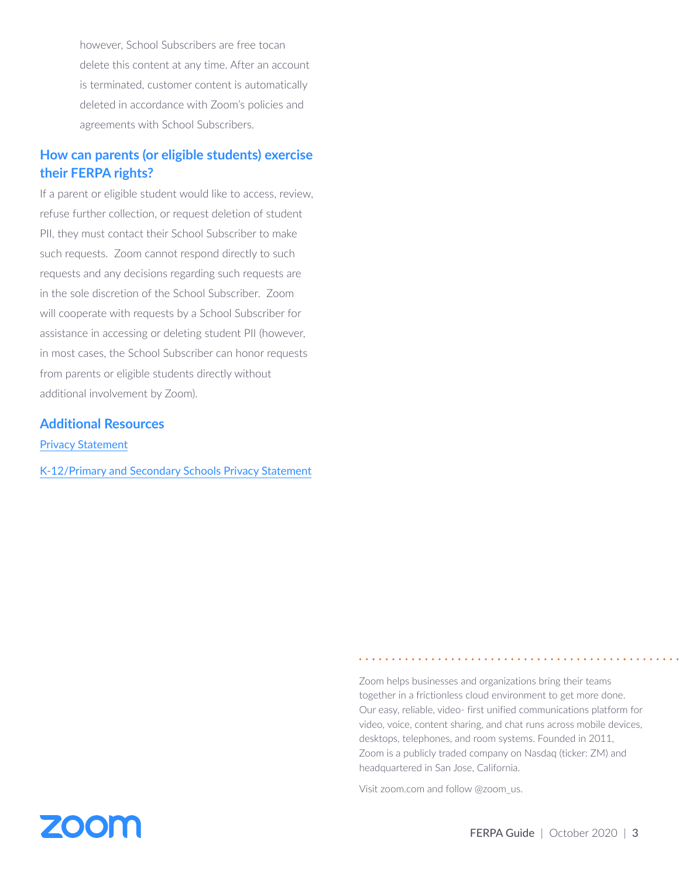however, School Subscribers are free tocan delete this content at any time. After an account is terminated, customer content is automatically deleted in accordance with Zoom's policies and agreements with School Subscribers.

## How can parents (or eligible students) exercise their FERPA rights?

If a parent or eligible student would like to access, review, refuse further collection, or request deletion of student PII, they must contact their School Subscriber to make such requests. Zoom cannot respond directly to such requests and any decisions regarding such requests are in the sole discretion of the School Subscriber. Zoom will cooperate with requests by a School Subscriber for assistance in accessing or deleting student PII (however, in most cases, the School Subscriber can honor requests from parents or eligible students directly without additional involvement by Zoom).

## Additional Resources

Privacy Statement

K-12/Primary and Secondary Schools Privacy Statement

---

Zoom helps businesses and organizations bring their teams together in a frictionless cloud environment to get more done. Our easy, reliable, video- first unified communications platform for video, voice, content sharing, and chat runs across mobile devices, desktops, telephones, and room systems. Founded in 2011, Zoom is a publicly traded company on Nasdaq (ticker: ZM) and headquartered in San Jose, California.

Visit zoom.com and follow @zoom_us.